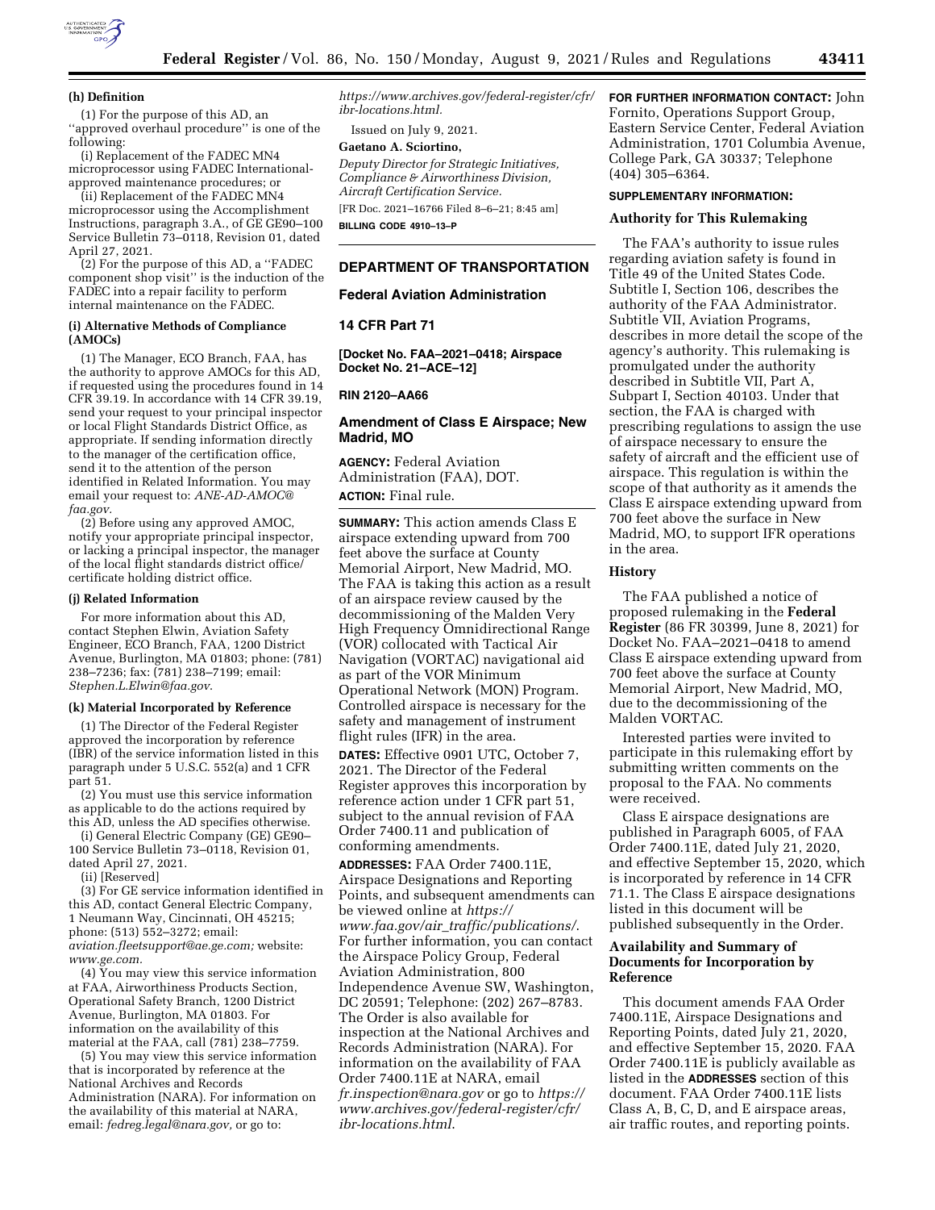**(h) Definition**

(1) For the purpose of this AD, an ''approved overhaul procedure'' is one of the following:

(i) Replacement of the FADEC MN4 microprocessor using FADEC International-approved maintenance procedures; or

(ii) Replacement of the FADEC MN4 microprocessor using the Accomplishment Instructions, paragraph 3.A., of GE GE90–100 Service Bulletin 73–0118, Revision 01, dated April 27, 2021.

(2) For the purpose of this AD, a ''FADEC component shop visit'' is the induction of the FADEC into a repair facility to perform internal maintenance on the FADEC.

**(i) Alternative Methods of Compliance (AMOCs)**

(1) The Manager, ECO Branch, FAA, has the authority to approve AMOCs for this AD, if requested using the procedures found in 14 CFR 39.19. In accordance with 14 CFR 39.19, send your request to your principal inspector or local Flight Standards District Office, as appropriate. If sending information directly to the manager of the certification office, send it to the attention of the person identified in Related Information. You may email your request to: *ANE-AD-AMOC@faa.gov.*

(2) Before using any approved AMOC, notify your appropriate principal inspector, or lacking a principal inspector, the manager of the local flight standards district office/certificate holding district office.

**(j) Related Information**

For more information about this AD, contact Stephen Elwin, Aviation Safety Engineer, ECO Branch, FAA, 1200 District Avenue, Burlington, MA 01803; phone: (781) 238–7236; fax: (781) 238–7199; email: *Stephen.L.Elwin@faa.gov*.

**(k) Material Incorporated by Reference**

(1) The Director of the Federal Register approved the incorporation by reference (IBR) of the service information listed in this paragraph under 5 U.S.C. 552(a) and 1 CFR part 51.

(2) You must use this service information as applicable to do the actions required by this AD, unless the AD specifies otherwise.

(i) General Electric Company (GE) GE90–100 Service Bulletin 73–0118, Revision 01, dated April 27, 2021.

(ii) [Reserved]

(3) For GE service information identified in this AD, contact General Electric Company, 1 Neumann Way, Cincinnati, OH 45215; phone: (513) 552–3272; email: *aviation.fleetsupport@ae.ge.com;* website: *www.ge.com.*

(4) You may view this service information at FAA, Airworthiness Products Section, Operational Safety Branch, 1200 District Avenue, Burlington, MA 01803. For information on the availability of this material at the FAA, call (781) 238–7759.

(5) You may view this service information that is incorporated by reference at the National Archives and Records Administration (NARA). For information on the availability of this material at NARA, email: *fedreg.legal@nara.gov,* or go to: *https://www.archives.gov/federal-register/cfr/ibr-locations.html.*

Issued on July 9, 2021.

**Gaetano A. Sciortino,**

*Deputy Director for Strategic Initiatives, Compliance & Airworthiness Division, Aircraft Certification Service.*

[FR Doc. 2021–16766 Filed 8–6–21; 8:45 am]

**BILLING CODE 4910–13–P**

---

## DEPARTMENT OF TRANSPORTATION

## Federal Aviation Administration

## 14 CFR Part 71

**[Docket No. FAA–2021–0418; Airspace Docket No. 21–ACE–12]**

**RIN 2120–AA66**

## Amendment of Class E Airspace; New Madrid, MO

**AGENCY:** Federal Aviation Administration (FAA), DOT.

**ACTION:** Final rule.

**SUMMARY:** This action amends Class E airspace extending upward from 700 feet above the surface at County Memorial Airport, New Madrid, MO. The FAA is taking this action as a result of an airspace review caused by the decommissioning of the Malden Very High Frequency Omnidirectional Range (VOR) collocated with Tactical Air Navigation (VORTAC) navigational aid as part of the VOR Minimum Operational Network (MON) Program. Controlled airspace is necessary for the safety and management of instrument flight rules (IFR) in the area.

**DATES:** Effective 0901 UTC, October 7, 2021. The Director of the Federal Register approves this incorporation by reference action under 1 CFR part 51, subject to the annual revision of FAA Order 7400.11 and publication of conforming amendments.

**ADDRESSES:** FAA Order 7400.11E, Airspace Designations and Reporting Points, and subsequent amendments can be viewed online at *https://www.faa.gov/air_traffic/publications/*. For further information, you can contact the Airspace Policy Group, Federal Aviation Administration, 800 Independence Avenue SW, Washington, DC 20591; Telephone: (202) 267–8783. The Order is also available for inspection at the National Archives and Records Administration (NARA). For information on the availability of FAA Order 7400.11E at NARA, email *fr.inspection@nara.gov* or go to *https://www.archives.gov/federal-register/cfr/ibr-locations.html*.

**FOR FURTHER INFORMATION CONTACT:** John Fornito, Operations Support Group, Eastern Service Center, Federal Aviation Administration, 1701 Columbia Avenue, College Park, GA 30337; Telephone (404) 305–6364.

**SUPPLEMENTARY INFORMATION:**

### Authority for This Rulemaking

The FAA's authority to issue rules regarding aviation safety is found in Title 49 of the United States Code. Subtitle I, Section 106, describes the authority of the FAA Administrator. Subtitle VII, Aviation Programs, describes in more detail the scope of the agency's authority. This rulemaking is promulgated under the authority described in Subtitle VII, Part A, Subpart I, Section 40103. Under that section, the FAA is charged with prescribing regulations to assign the use of airspace necessary to ensure the safety of aircraft and the efficient use of airspace. This regulation is within the scope of that authority as it amends the Class E airspace extending upward from 700 feet above the surface in New Madrid, MO, to support IFR operations in the area.

### History

The FAA published a notice of proposed rulemaking in the **Federal Register** (86 FR 30399, June 8, 2021) for Docket No. FAA–2021–0418 to amend Class E airspace extending upward from 700 feet above the surface at County Memorial Airport, New Madrid, MO, due to the decommissioning of the Malden VORTAC.

Interested parties were invited to participate in this rulemaking effort by submitting written comments on the proposal to the FAA. No comments were received.

Class E airspace designations are published in Paragraph 6005, of FAA Order 7400.11E, dated July 21, 2020, and effective September 15, 2020, which is incorporated by reference in 14 CFR 71.1. The Class E airspace designations listed in this document will be published subsequently in the Order.

### Availability and Summary of Documents for Incorporation by Reference

This document amends FAA Order 7400.11E, Airspace Designations and Reporting Points, dated July 21, 2020, and effective September 15, 2020. FAA Order 7400.11E is publicly available as listed in the **ADDRESSES** section of this document. FAA Order 7400.11E lists Class A, B, C, D, and E airspace areas, air traffic routes, and reporting points.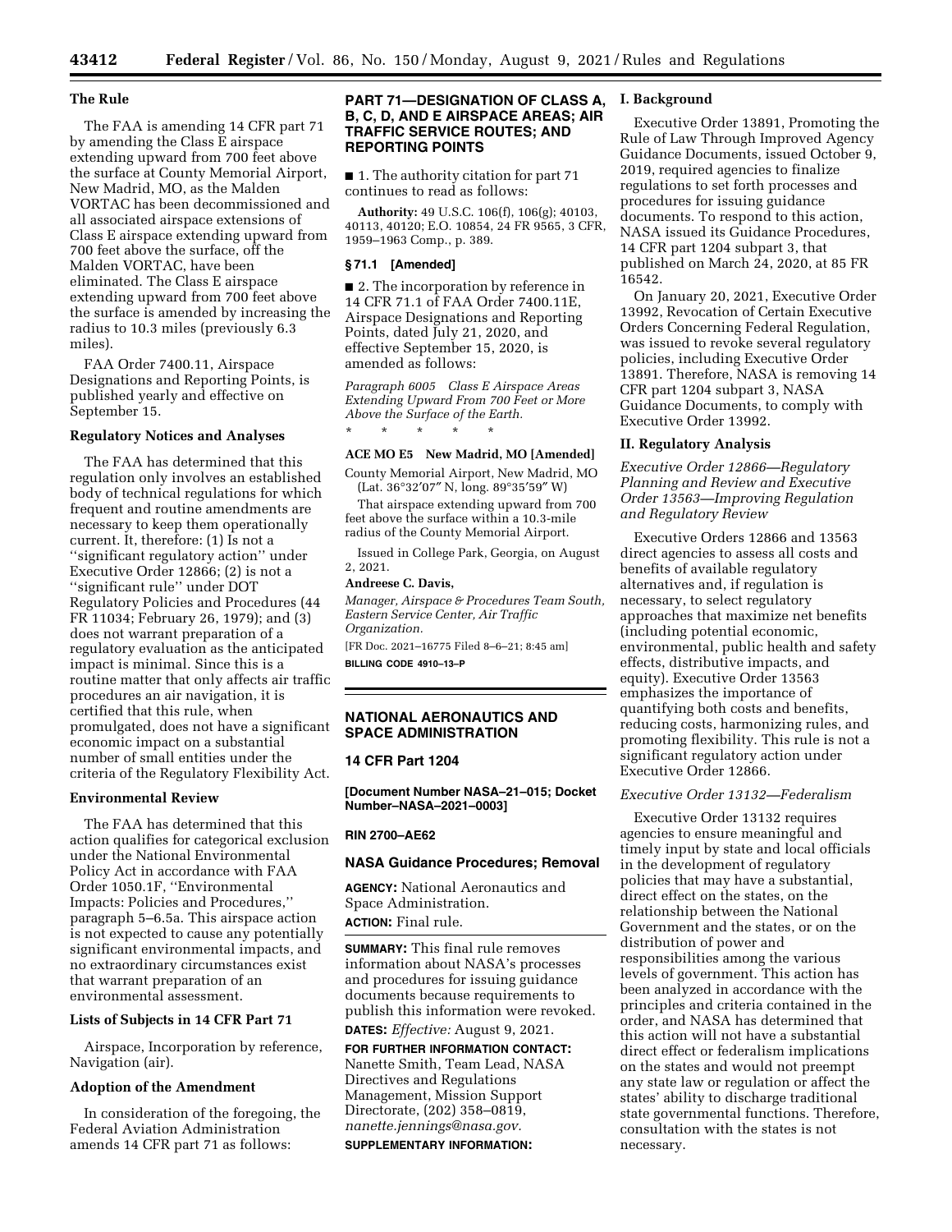### The Rule

The FAA is amending 14 CFR part 71 by amending the Class E airspace extending upward from 700 feet above the surface at County Memorial Airport, New Madrid, MO, as the Malden VORTAC has been decommissioned and all associated airspace extensions of Class E airspace extending upward from 700 feet above the surface, off the Malden VORTAC, have been eliminated. The Class E airspace extending upward from 700 feet above the surface is amended by increasing the radius to 10.3 miles (previously 6.3 miles).

FAA Order 7400.11, Airspace Designations and Reporting Points, is published yearly and effective on September 15.

### Regulatory Notices and Analyses

The FAA has determined that this regulation only involves an established body of technical regulations for which frequent and routine amendments are necessary to keep them operationally current. It, therefore: (1) Is not a ''significant regulatory action'' under Executive Order 12866; (2) is not a ''significant rule'' under DOT Regulatory Policies and Procedures (44 FR 11034; February 26, 1979); and (3) does not warrant preparation of a regulatory evaluation as the anticipated impact is minimal. Since this is a routine matter that only affects air traffic procedures an air navigation, it is certified that this rule, when promulgated, does not have a significant economic impact on a substantial number of small entities under the criteria of the Regulatory Flexibility Act.

### Environmental Review

The FAA has determined that this action qualifies for categorical exclusion under the National Environmental Policy Act in accordance with FAA Order 1050.1F, ''Environmental Impacts: Policies and Procedures,'' paragraph 5–6.5a. This airspace action is not expected to cause any potentially significant environmental impacts, and no extraordinary circumstances exist that warrant preparation of an environmental assessment.

### Lists of Subjects in 14 CFR Part 71

Airspace, Incorporation by reference, Navigation (air).

### Adoption of the Amendment

In consideration of the foregoing, the Federal Aviation Administration amends 14 CFR part 71 as follows:

## PART 71—DESIGNATION OF CLASS A, B, C, D, AND E AIRSPACE AREAS; AIR TRAFFIC SERVICE ROUTES; AND REPORTING POINTS

■ 1. The authority citation for part 71 continues to read as follows:

**Authority:** 49 U.S.C. 106(f), 106(g); 40103, 40113, 40120; E.O. 10854, 24 FR 9565, 3 CFR, 1959–1963 Comp., p. 389.

### § 71.1 [Amended]

■ 2. The incorporation by reference in 14 CFR 71.1 of FAA Order 7400.11E, Airspace Designations and Reporting Points, dated July 21, 2020, and effective September 15, 2020, is amended as follows:

*Paragraph 6005 Class E Airspace Areas Extending Upward From 700 Feet or More Above the Surface of the Earth.*

\* \* \* \* \*

**ACE MO E5 New Madrid, MO [Amended]**

County Memorial Airport, New Madrid, MO
(Lat. 36°32′07″ N, long. 89°35′59″ W)

That airspace extending upward from 700 feet above the surface within a 10.3-mile radius of the County Memorial Airport.

Issued in College Park, Georgia, on August 2, 2021.

**Andreese C. Davis,**

*Manager, Airspace & Procedures Team South, Eastern Service Center, Air Traffic Organization.*

[FR Doc. 2021–16775 Filed 8–6–21; 8:45 am]

**BILLING CODE 4910–13–P**

## NATIONAL AERONAUTICS AND SPACE ADMINISTRATION

### 14 CFR Part 1204

**[Document Number NASA–21–015; Docket Number–NASA–2021–0003]**

**RIN 2700–AE62**

### NASA Guidance Procedures; Removal

**AGENCY:** National Aeronautics and Space Administration.

**ACTION:** Final rule.

**SUMMARY:** This final rule removes information about NASA's processes and procedures for issuing guidance documents because requirements to publish this information were revoked.

**DATES:** *Effective:* August 9, 2021.

**FOR FURTHER INFORMATION CONTACT:** Nanette Smith, Team Lead, NASA Directives and Regulations Management, Mission Support Directorate, (202) 358–0819, *nanette.jennings@nasa.gov.*

**SUPPLEMENTARY INFORMATION:**

### I. Background

Executive Order 13891, Promoting the Rule of Law Through Improved Agency Guidance Documents, issued October 9, 2019, required agencies to finalize regulations to set forth processes and procedures for issuing guidance documents. To respond to this action, NASA issued its Guidance Procedures, 14 CFR part 1204 subpart 3, that published on March 24, 2020, at 85 FR 16542.

On January 20, 2021, Executive Order 13992, Revocation of Certain Executive Orders Concerning Federal Regulation, was issued to revoke several regulatory policies, including Executive Order 13891. Therefore, NASA is removing 14 CFR part 1204 subpart 3, NASA Guidance Documents, to comply with Executive Order 13992.

### II. Regulatory Analysis

*Executive Order 12866—Regulatory Planning and Review and Executive Order 13563—Improving Regulation and Regulatory Review*

Executive Orders 12866 and 13563 direct agencies to assess all costs and benefits of available regulatory alternatives and, if regulation is necessary, to select regulatory approaches that maximize net benefits (including potential economic, environmental, public health and safety effects, distributive impacts, and equity). Executive Order 13563 emphasizes the importance of quantifying both costs and benefits, reducing costs, harmonizing rules, and promoting flexibility. This rule is not a significant regulatory action under Executive Order 12866.

*Executive Order 13132—Federalism*

Executive Order 13132 requires agencies to ensure meaningful and timely input by state and local officials in the development of regulatory policies that may have a substantial, direct effect on the states, on the relationship between the National Government and the states, or on the distribution of power and responsibilities among the various levels of government. This action has been analyzed in accordance with the principles and criteria contained in the order, and NASA has determined that this action will not have a substantial direct effect or federalism implications on the states and would not preempt any state law or regulation or affect the states' ability to discharge traditional state governmental functions. Therefore, consultation with the states is not necessary.